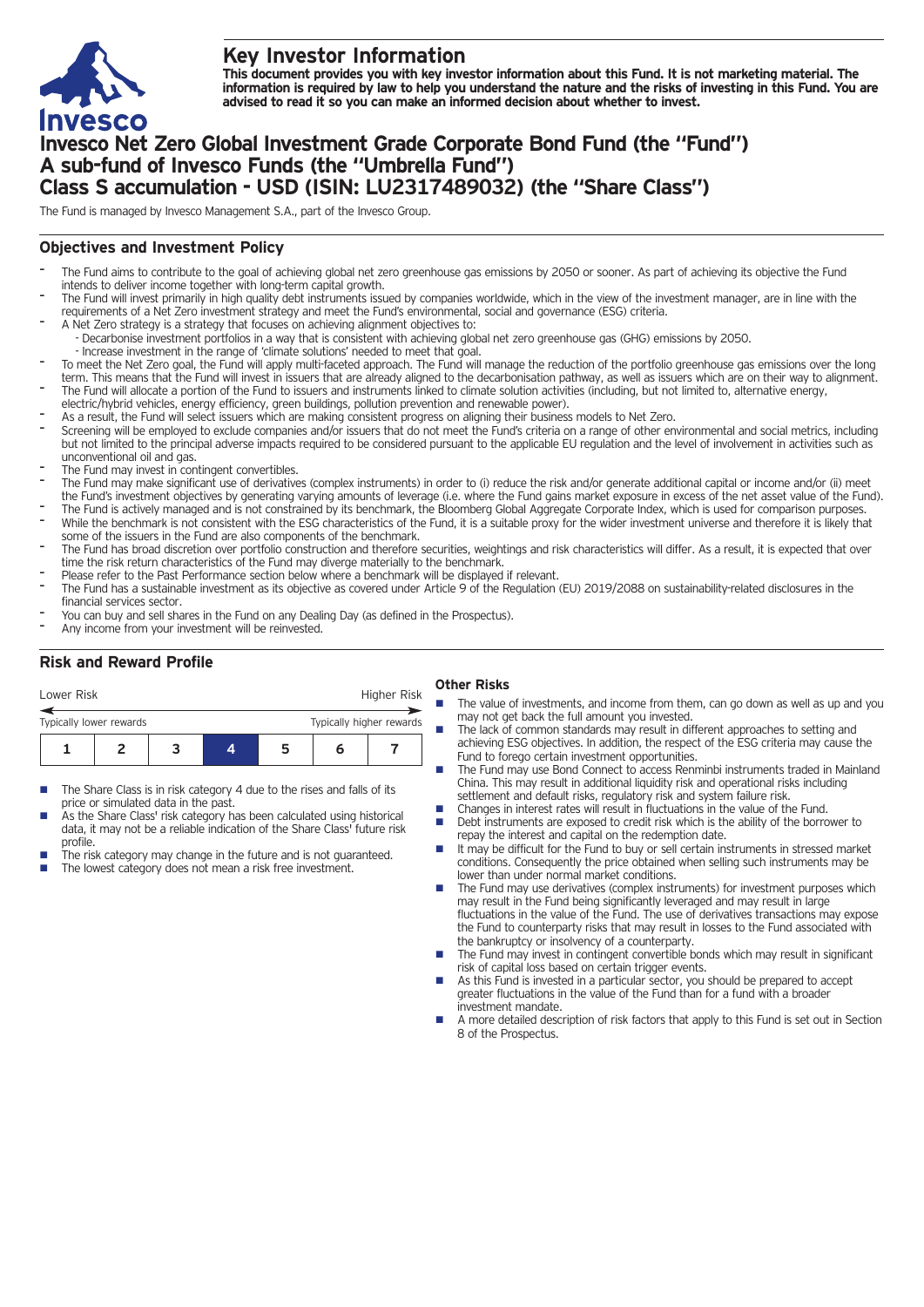# Key Investor Information

**This document provides you with key investor information about this Fund. It is not marketing material. The information is required by law to help you understand the nature and the risks of investing in this Fund. You are advised to read it so you can make an informed decision about whether to invest.**

# Invesco Net Zero Global Investment Grade Corporate Bond Fund (the "Fund") A sub-fund of Invesco Funds (the "Umbrella Fund") Class S accumulation - USD (ISIN: LU2317489032) (the "Share Class")

The Fund is managed by Invesco Management S.A., part of the Invesco Group.

## Objectives and Investment Policy

- The Fund aims to contribute to the goal of achieving global net zero greenhouse gas emissions by 2050 or sooner. As part of achieving its objective the Fund intends to deliver income together with long-term capital growth.
- The Fund will invest primarily in high quality debt instruments issued by companies worldwide, which in the view of the investment manager, are in line with the requirements of a Net Zero investment strategy and meet the Fund's environmental, social and governance (ESG) criteria.
- A Net Zero strategy is a strategy that focuses on achieving alignment objectives to:
  - Decarbonise investment portfolios in a way that is consistent with achieving global net zero greenhouse gas (GHG) emissions by 2050.
  - Increase investment in the range of 'climate solutions' needed to meet that goal.
- To meet the Net Zero goal, the Fund will apply multi-faceted approach. The Fund will manage the reduction of the portfolio greenhouse gas emissions over the long term. This means that the Fund will invest in issuers that are already aligned to the decarbonisation pathway, as well as issuers which are on their way to alignment.
- The Fund will allocate a portion of the Fund to issuers and instruments linked to climate solution activities (including, but not limited to, alternative energy, electric/hybrid vehicles, energy efficiency, green buildings, pollution prevention and renewable power).
- As a result, the Fund will select issuers which are making consistent progress on aligning their business models to Net Zero.
- Screening will be employed to exclude companies and/or issuers that do not meet the Fund's criteria on a range of other environmental and social metrics, including but not limited to the principal adverse impacts required to be considered pursuant to the applicable EU regulation and the level of involvement in activities such as unconventional oil and gas.
- The Fund may invest in contingent convertibles.
- The Fund may make significant use of derivatives (complex instruments) in order to (i) reduce the risk and/or generate additional capital or income and/or (ii) meet the Fund's investment objectives by generating varying amounts of leverage (i.e. where the Fund gains market exposure in excess of the net asset value of the Fund).
- The Fund is actively managed and is not constrained by its benchmark, the Bloomberg Global Aggregate Corporate Index, which is used for comparison purposes.
- While the benchmark is not consistent with the ESG characteristics of the Fund, it is a suitable proxy for the wider investment universe and therefore it is likely that some of the issuers in the Fund are also components of the benchmark.
- The Fund has broad discretion over portfolio construction and therefore securities, weightings and risk characteristics will differ. As a result, it is expected that over time the risk return characteristics of the Fund may diverge materially to the benchmark.
- Please refer to the Past Performance section below where a benchmark will be displayed if relevant.
- The Fund has a sustainable investment as its objective as covered under Article 9 of the Regulation (EU) 2019/2088 on sustainability-related disclosures in the financial services sector.
- You can buy and sell shares in the Fund on any Dealing Day (as defined in the Prospectus).
- Any income from your investment will be reinvested.

## Risk and Reward Profile

| Lower Risk | | | | | | Higher Risk |
|---|---|---|---|---|---|---|
| Typically lower rewards | | | | | | Typically higher rewards |
| 1 | 2 | 3 | **4** | 5 | 6 | 7 |

- The Share Class is in risk category 4 due to the rises and falls of its price or simulated data in the past.
- As the Share Class' risk category has been calculated using historical data, it may not be a reliable indication of the Share Class' future risk profile.
- The risk category may change in the future and is not guaranteed.
- The lowest category does not mean a risk free investment.

### Other Risks

- The value of investments, and income from them, can go down as well as up and you may not get back the full amount you invested.
- The lack of common standards may result in different approaches to setting and achieving ESG objectives. In addition, the respect of the ESG criteria may cause the Fund to forego certain investment opportunities.
- The Fund may use Bond Connect to access Renminbi instruments traded in Mainland China. This may result in additional liquidity risk and operational risks including settlement and default risks, regulatory risk and system failure risk.
- Changes in interest rates will result in fluctuations in the value of the Fund.
- Debt instruments are exposed to credit risk which is the ability of the borrower to repay the interest and capital on the redemption date.
- It may be difficult for the Fund to buy or sell certain instruments in stressed market conditions. Consequently the price obtained when selling such instruments may be lower than under normal market conditions.
- The Fund may use derivatives (complex instruments) for investment purposes which may result in the Fund being significantly leveraged and may result in large fluctuations in the value of the Fund. The use of derivatives transactions may expose the Fund to counterparty risks that may result in losses to the Fund associated with the bankruptcy or insolvency of a counterparty.
- The Fund may invest in contingent convertible bonds which may result in significant risk of capital loss based on certain trigger events.
- As this Fund is invested in a particular sector, you should be prepared to accept greater fluctuations in the value of the Fund than for a fund with a broader investment mandate.
- A more detailed description of risk factors that apply to this Fund is set out in Section 8 of the Prospectus.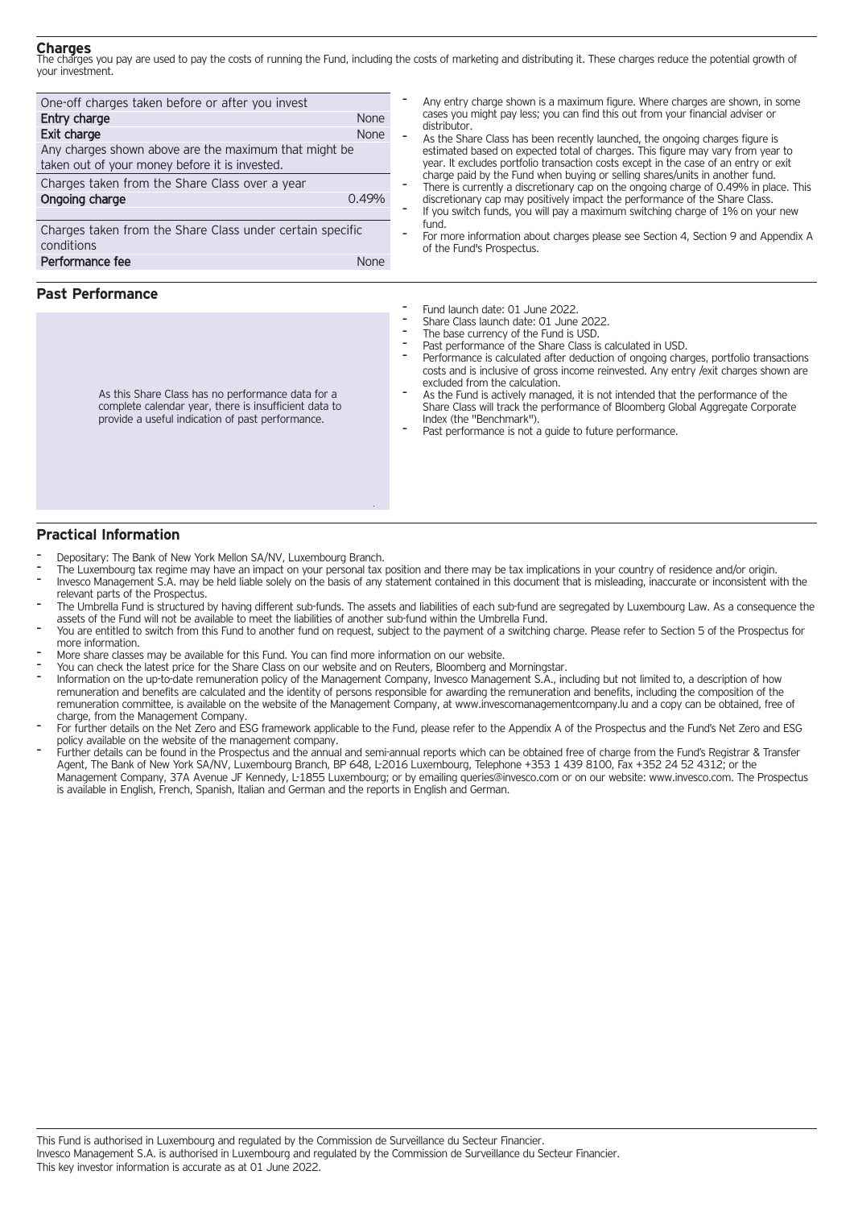## Charges

The charges you pay are used to pay the costs of running the Fund, including the costs of marketing and distributing it. These charges reduce the potential growth of your investment.

| One-off charges taken before or after you invest | |
|---|---|
| **Entry charge** | None |
| **Exit charge** | None |
| Any charges shown above are the maximum that might be taken out of your money before it is invested. | |
| Charges taken from the Share Class over a year | |
| **Ongoing charge** | 0.49% |
| Charges taken from the Share Class under certain specific conditions | |
| **Performance fee** | None |

- Any entry charge shown is a maximum figure. Where charges are shown, in some cases you might pay less; you can find this out from your financial adviser or distributor.
- As the Share Class has been recently launched, the ongoing charges figure is estimated based on expected total of charges. This figure may vary from year to year. It excludes portfolio transaction costs except in the case of an entry or exit charge paid by the Fund when buying or selling shares/units in another fund.
- There is currently a discretionary cap on the ongoing charge of 0.49% in place. This discretionary cap may positively impact the performance of the Share Class.
- If you switch funds, you will pay a maximum switching charge of 1% on your new fund.
- For more information about charges please see Section 4, Section 9 and Appendix A of the Fund's Prospectus.

## Past Performance

As this Share Class has no performance data for a complete calendar year, there is insufficient data to provide a useful indication of past performance.

- Fund launch date: 01 June 2022.
- Share Class launch date: 01 June 2022.
- The base currency of the Fund is USD.
- Past performance of the Share Class is calculated in USD.
- Performance is calculated after deduction of ongoing charges, portfolio transactions costs and is inclusive of gross income reinvested. Any entry /exit charges shown are excluded from the calculation.
- As the Fund is actively managed, it is not intended that the performance of the Share Class will track the performance of Bloomberg Global Aggregate Corporate Index (the "Benchmark").
- Past performance is not a guide to future performance.

## Practical Information

- Depositary: The Bank of New York Mellon SA/NV, Luxembourg Branch.
- The Luxembourg tax regime may have an impact on your personal tax position and there may be tax implications in your country of residence and/or origin.
- Invesco Management S.A. may be held liable solely on the basis of any statement contained in this document that is misleading, inaccurate or inconsistent with the relevant parts of the Prospectus.
- The Umbrella Fund is structured by having different sub-funds. The assets and liabilities of each sub-fund are segregated by Luxembourg Law. As a consequence the assets of the Fund will not be available to meet the liabilities of another sub-fund within the Umbrella Fund.
- You are entitled to switch from this Fund to another fund on request, subject to the payment of a switching charge. Please refer to Section 5 of the Prospectus for more information.
- More share classes may be available for this Fund. You can find more information on our website.
- You can check the latest price for the Share Class on our website and on Reuters, Bloomberg and Morningstar.
- Information on the up-to-date remuneration policy of the Management Company, Invesco Management S.A., including but not limited to, a description of how remuneration and benefits are calculated and the identity of persons responsible for awarding the remuneration and benefits, including the composition of the remuneration committee, is available on the website of the Management Company, at www.invescomanagementcompany.lu and a copy can be obtained, free of charge, from the Management Company.
- For further details on the Net Zero and ESG framework applicable to the Fund, please refer to the Appendix A of the Prospectus and the Fund's Net Zero and ESG policy available on the website of the management company.
- Further details can be found in the Prospectus and the annual and semi-annual reports which can be obtained free of charge from the Fund's Registrar & Transfer Agent, The Bank of New York SA/NV, Luxembourg Branch, BP 648, L-2016 Luxembourg, Telephone +353 1 439 8100, Fax +352 24 52 4312; or the Management Company, 37A Avenue JF Kennedy, L-1855 Luxembourg; or by emailing queries@invesco.com or on our website: www.invesco.com. The Prospectus is available in English, French, Spanish, Italian and German and the reports in English and German.

This Fund is authorised in Luxembourg and regulated by the Commission de Surveillance du Secteur Financier.
Invesco Management S.A. is authorised in Luxembourg and regulated by the Commission de Surveillance du Secteur Financier.
This key investor information is accurate as at 01 June 2022.